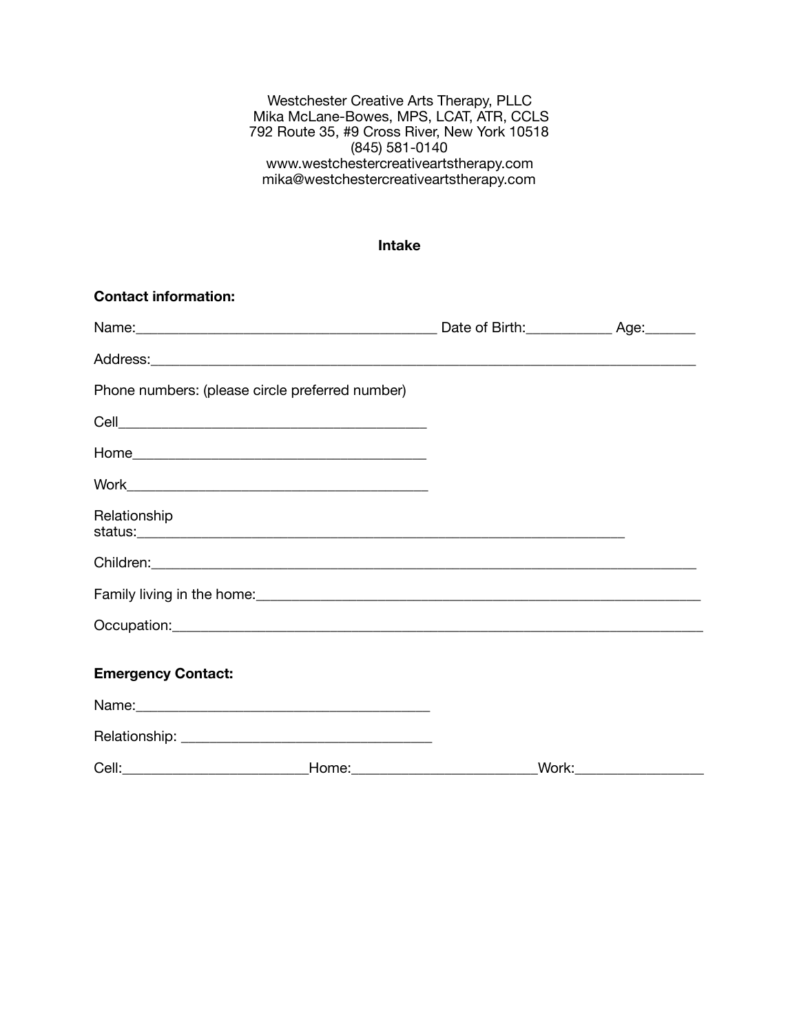Westchester Creative Arts Therapy, PLLC
Mika McLane-Bowes, MPS, LCAT, ATR, CCLS
792 Route 35, #9 Cross River, New York 10518
(845) 581-0140
www.westchestercreativeartstherapy.com
mika@westchestercreativeartstherapy.com

## Intake

**Contact information:**

Name:_________________________________________ Date of Birth:___________ Age:_______

Address:___________________________________________________________________________

Phone numbers: (please circle preferred number)

Cell__________________________________________

Home________________________________________

Work_________________________________________

Relationship status:_________________________________________________________________

Children:__________________________________________________________________________

Family living in the home:_____________________________________________________________

Occupation:________________________________________________________________________

**Emergency Contact:**

Name:________________________________________

Relationship: __________________________________

Cell:_________________________Home:________________________Work:_________________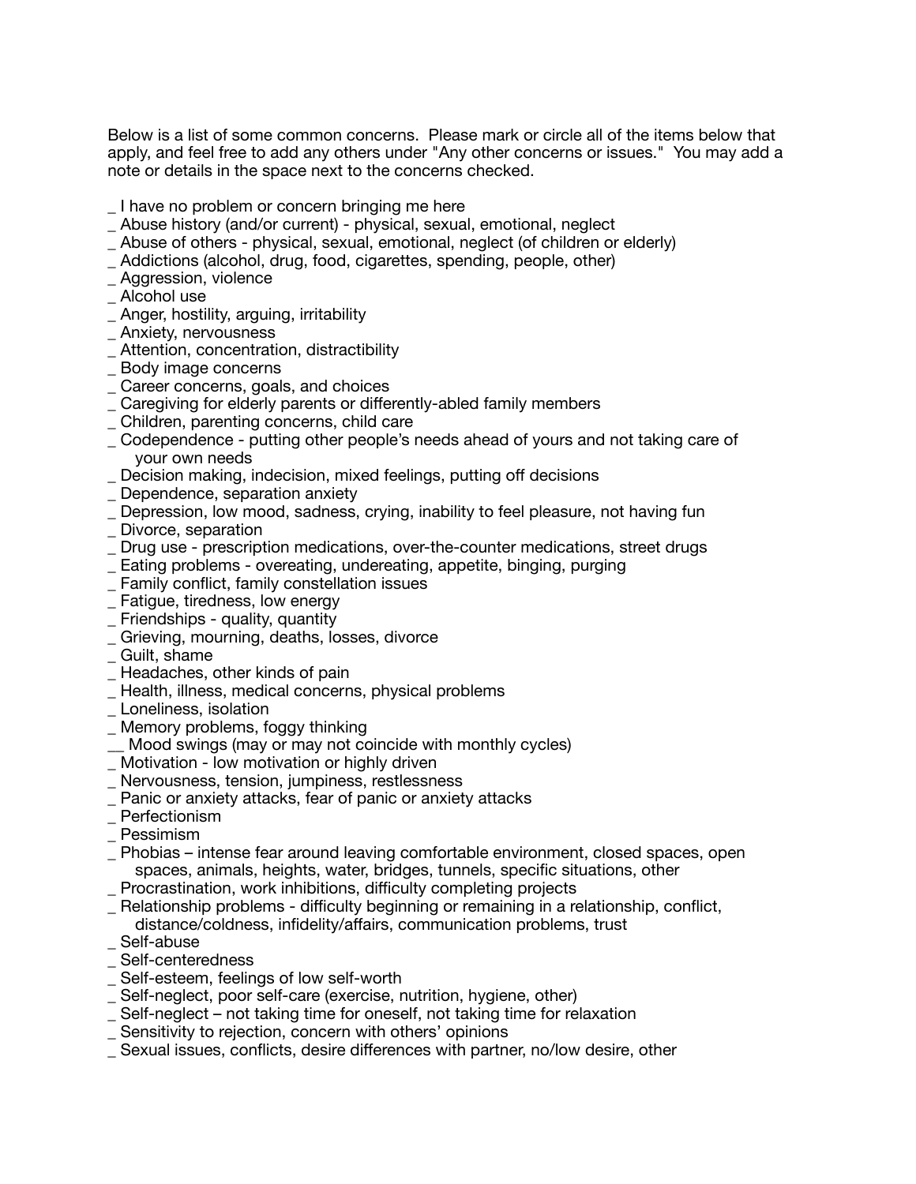Below is a list of some common concerns. Please mark or circle all of the items below that apply, and feel free to add any others under "Any other concerns or issues." You may add a note or details in the space next to the concerns checked.

_ I have no problem or concern bringing me here
_ Abuse history (and/or current) - physical, sexual, emotional, neglect
_ Abuse of others - physical, sexual, emotional, neglect (of children or elderly)
_ Addictions (alcohol, drug, food, cigarettes, spending, people, other)
_ Aggression, violence
_ Alcohol use
_ Anger, hostility, arguing, irritability
_ Anxiety, nervousness
_ Attention, concentration, distractibility
_ Body image concerns
_ Career concerns, goals, and choices
_ Caregiving for elderly parents or differently-abled family members
_ Children, parenting concerns, child care
_ Codependence - putting other people's needs ahead of yours and not taking care of your own needs
_ Decision making, indecision, mixed feelings, putting off decisions
_ Dependence, separation anxiety
_ Depression, low mood, sadness, crying, inability to feel pleasure, not having fun
_ Divorce, separation
_ Drug use - prescription medications, over-the-counter medications, street drugs
_ Eating problems - overeating, undereating, appetite, binging, purging
_ Family conflict, family constellation issues
_ Fatigue, tiredness, low energy
_ Friendships - quality, quantity
_ Grieving, mourning, deaths, losses, divorce
_ Guilt, shame
_ Headaches, other kinds of pain
_ Health, illness, medical concerns, physical problems
_ Loneliness, isolation
_ Memory problems, foggy thinking
__ Mood swings (may or may not coincide with monthly cycles)
_ Motivation - low motivation or highly driven
_ Nervousness, tension, jumpiness, restlessness
_ Panic or anxiety attacks, fear of panic or anxiety attacks
_ Perfectionism
_ Pessimism
_ Phobias – intense fear around leaving comfortable environment, closed spaces, open spaces, animals, heights, water, bridges, tunnels, specific situations, other
_ Procrastination, work inhibitions, difficulty completing projects
_ Relationship problems - difficulty beginning or remaining in a relationship, conflict, distance/coldness, infidelity/affairs, communication problems, trust
_ Self-abuse
_ Self-centeredness
_ Self-esteem, feelings of low self-worth
_ Self-neglect, poor self-care (exercise, nutrition, hygiene, other)
_ Self-neglect – not taking time for oneself, not taking time for relaxation
_ Sensitivity to rejection, concern with others' opinions
_ Sexual issues, conflicts, desire differences with partner, no/low desire, other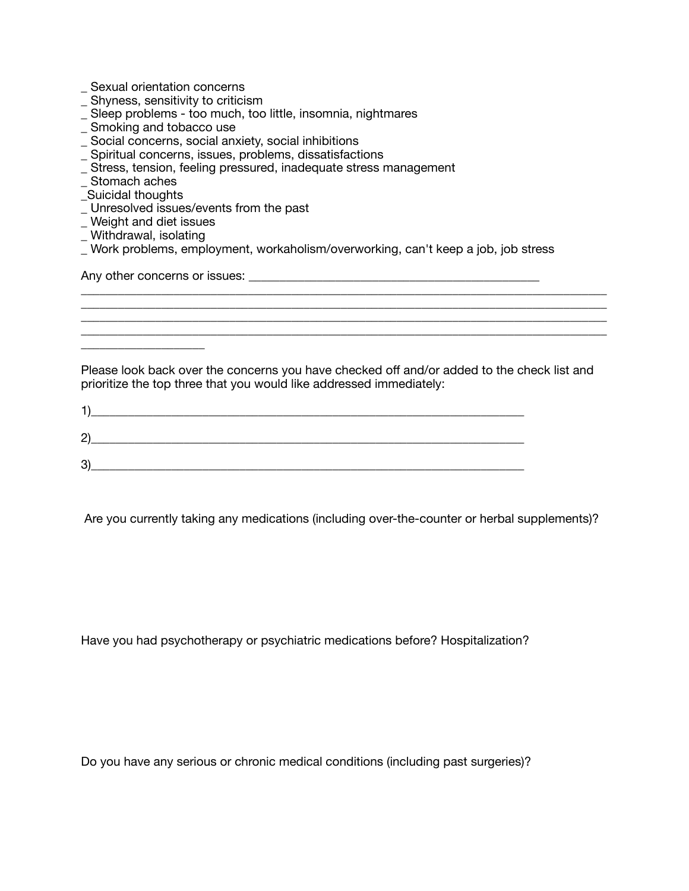_ Sexual orientation concerns
_ Shyness, sensitivity to criticism
_ Sleep problems - too much, too little, insomnia, nightmares
_ Smoking and tobacco use
_ Social concerns, social anxiety, social inhibitions
_ Spiritual concerns, issues, problems, dissatisfactions
_ Stress, tension, feeling pressured, inadequate stress management
_ Stomach aches
_Suicidal thoughts
_ Unresolved issues/events from the past
_ Weight and diet issues
_ Withdrawal, isolating
_ Work problems, employment, workaholism/overworking, can't keep a job, job stress

Any other concerns or issues: ______________________________________________
_____________________________________________________________________________
_____________________________________________________________________________
_____________________________________________________________________________
_____________________________________________________________________________
___________________

Please look back over the concerns you have checked off and/or added to the check list and prioritize the top three that you would like addressed immediately:

1)____________________________________________________________________

2)____________________________________________________________________

3)____________________________________________________________________

Are you currently taking any medications (including over-the-counter or herbal supplements)?

Have you had psychotherapy or psychiatric medications before? Hospitalization?

Do you have any serious or chronic medical conditions (including past surgeries)?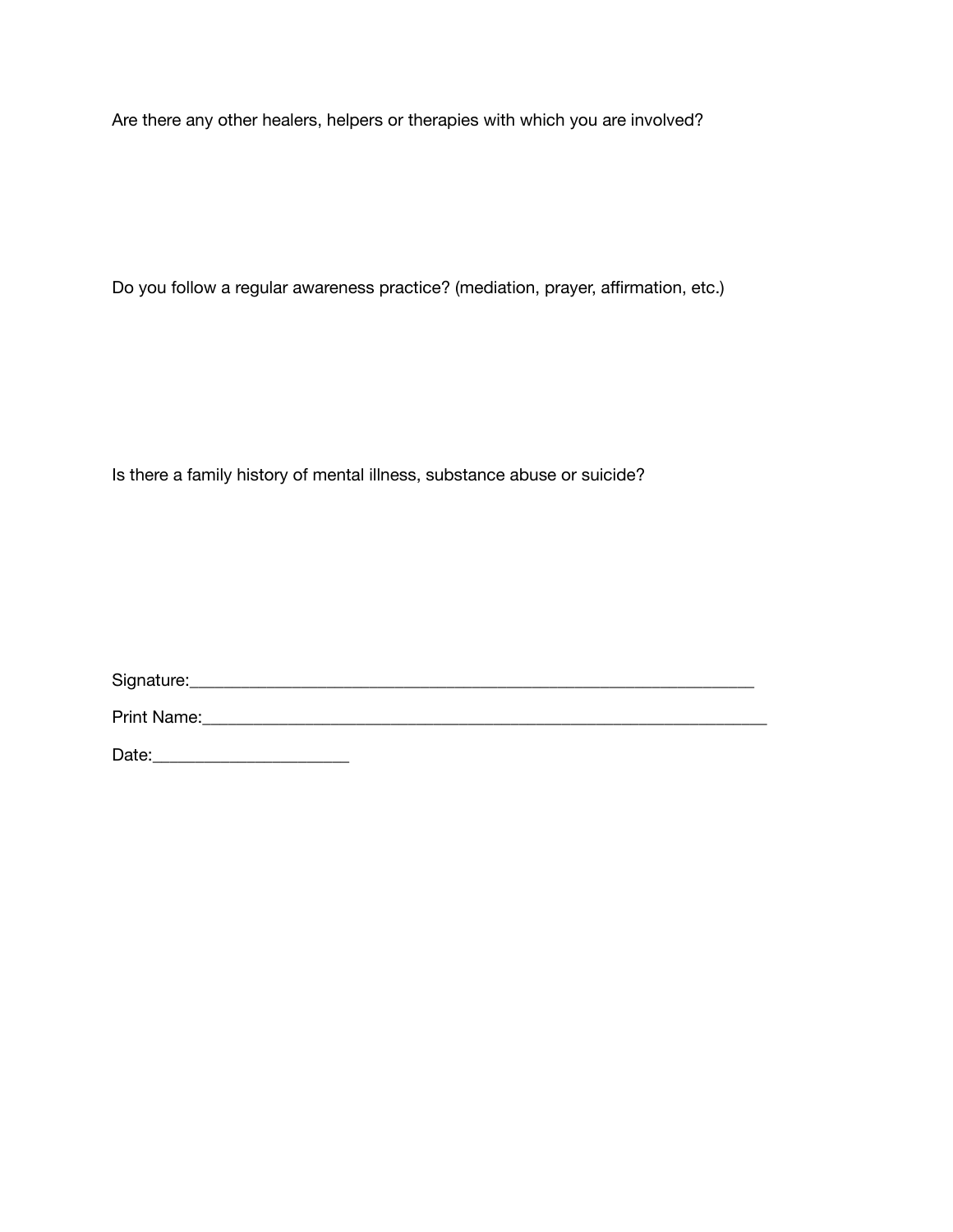Are there any other healers, helpers or therapies with which you are involved?

Do you follow a regular awareness practice? (mediation, prayer, affirmation, etc.)

Is there a family history of mental illness, substance abuse or suicide?

Signature:_______________________________________________________________

Print Name:______________________________________________________________

Date:_____________________